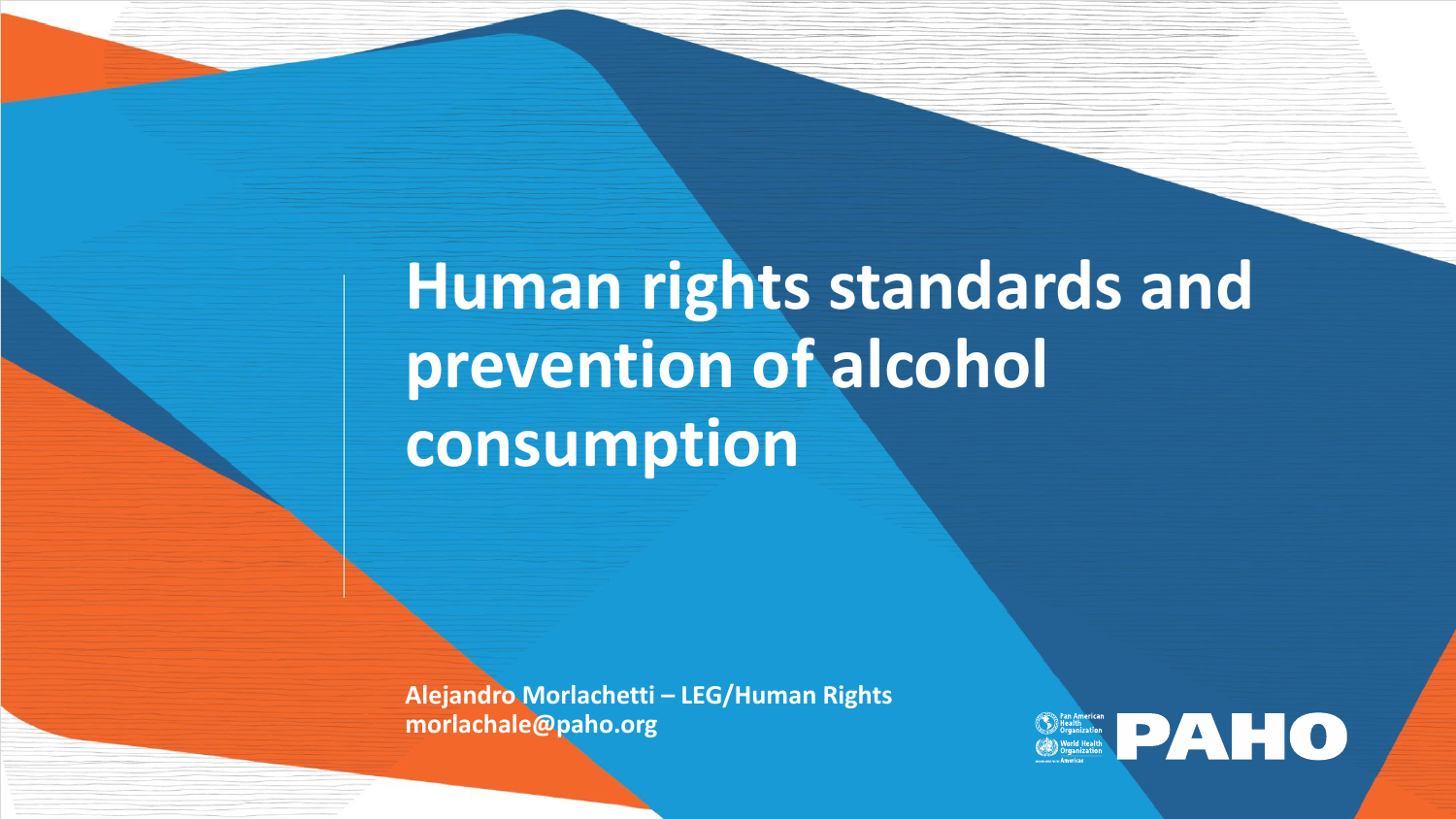# Human rights standards and prevention of alcohol consumption

**Alejandro Morlachetti – LEG/Human Rights**
**morlachale@paho.org**

Pan American Health Organization
World Health Organization
Americas

PAHO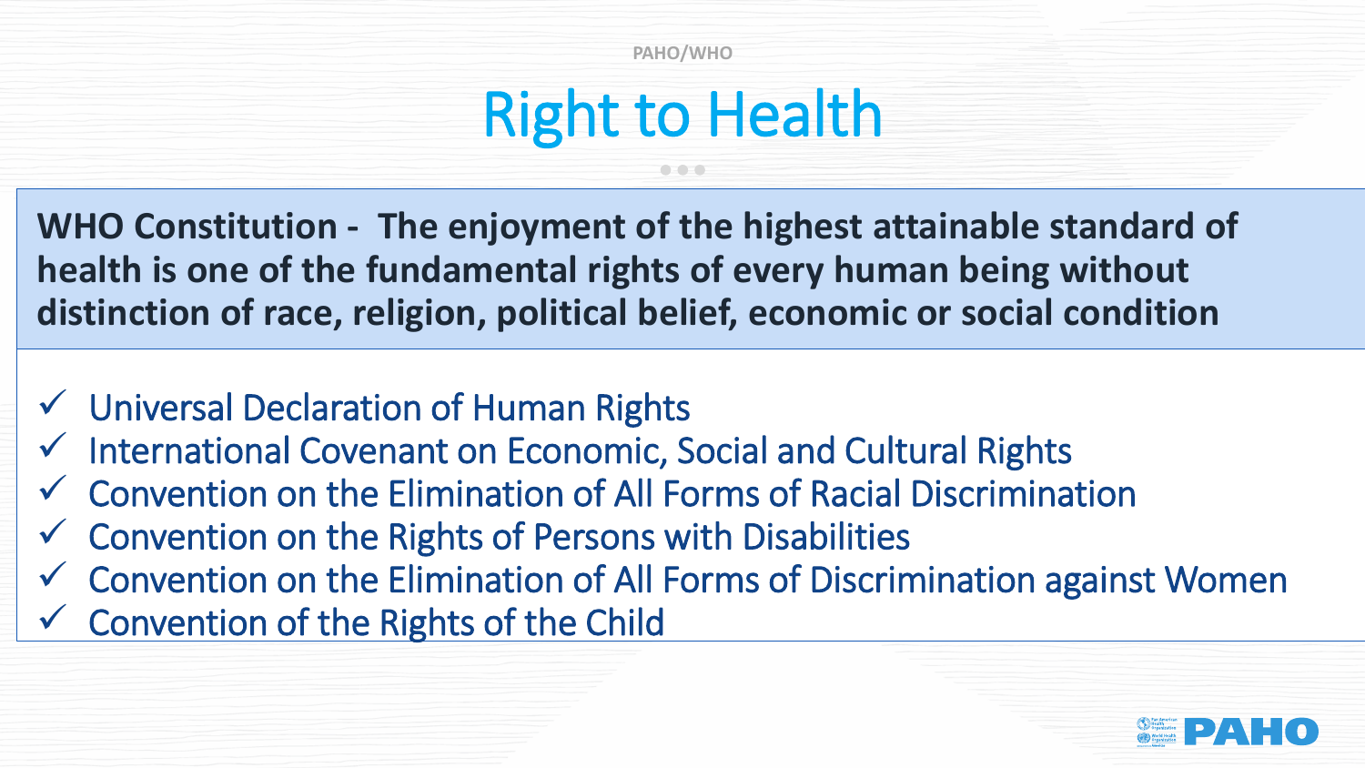PAHO/WHO

# Right to Health

**WHO Constitution - The enjoyment of the highest attainable standard of health is one of the fundamental rights of every human being without distinction of race, religion, political belief, economic or social condition**

- ✓ Universal Declaration of Human Rights
- ✓ International Covenant on Economic, Social and Cultural Rights
- ✓ Convention on the Elimination of All Forms of Racial Discrimination
- ✓ Convention on the Rights of Persons with Disabilities
- ✓ Convention on the Elimination of All Forms of Discrimination against Women
- ✓ Convention of the Rights of the Child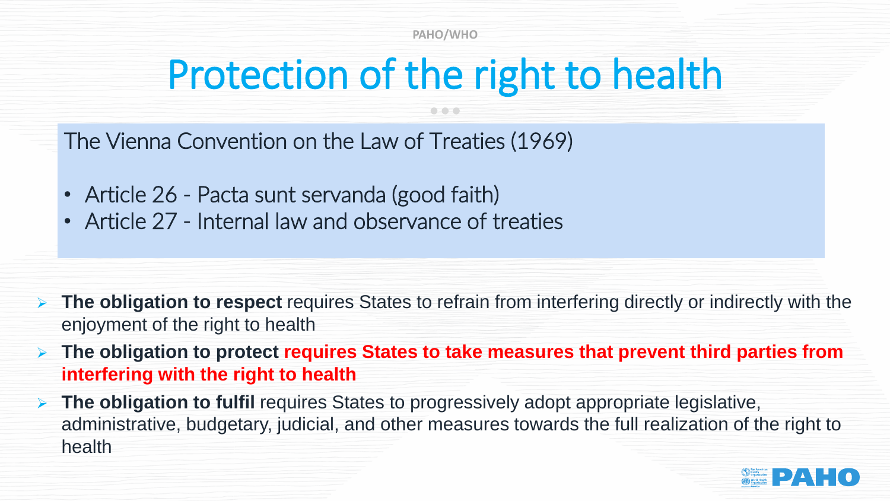# Protection of the right to health

The Vienna Convention on the Law of Treaties (1969)

- Article 26 - Pacta sunt servanda (good faith)
- Article 27 - Internal law and observance of treaties

- **The obligation to respect** requires States to refrain from interfering directly or indirectly with the enjoyment of the right to health
- **The obligation to protect requires States to take measures that prevent third parties from interfering with the right to health**
- **The obligation to fulfil** requires States to progressively adopt appropriate legislative, administrative, budgetary, judicial, and other measures towards the full realization of the right to health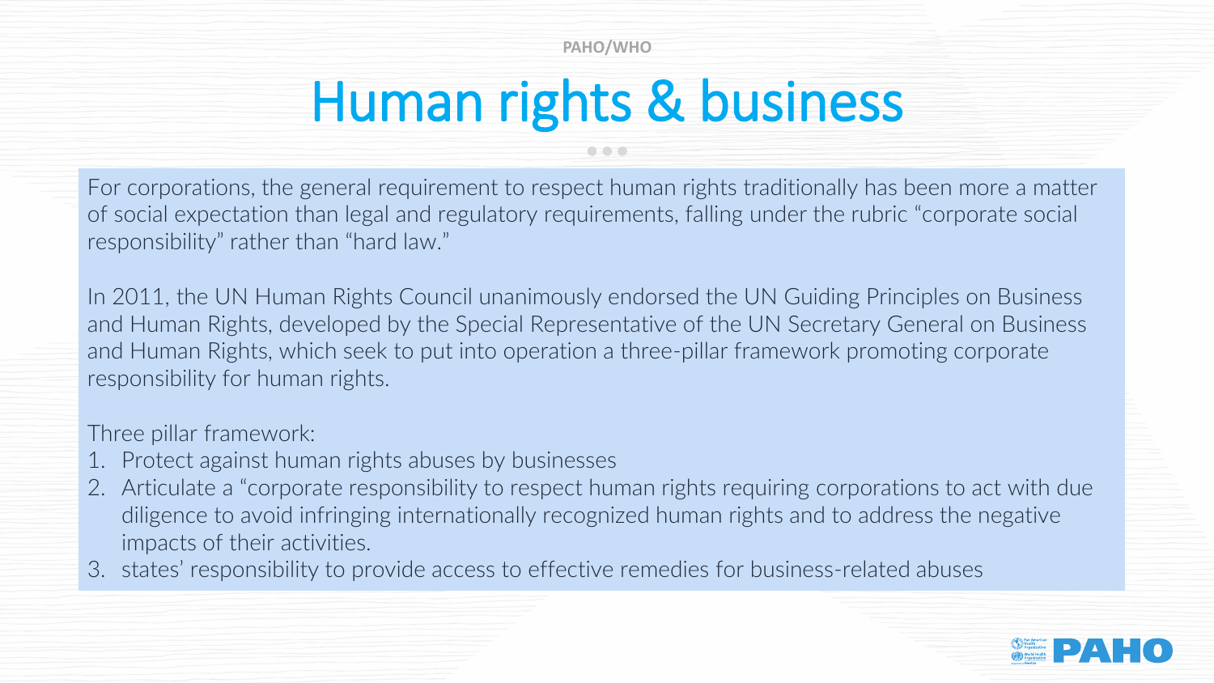# Human rights & business

For corporations, the general requirement to respect human rights traditionally has been more a matter of social expectation than legal and regulatory requirements, falling under the rubric "corporate social responsibility" rather than "hard law."

In 2011, the UN Human Rights Council unanimously endorsed the UN Guiding Principles on Business and Human Rights, developed by the Special Representative of the UN Secretary General on Business and Human Rights, which seek to put into operation a three-pillar framework promoting corporate responsibility for human rights.

Three pillar framework:

1. Protect against human rights abuses by businesses
2. Articulate a "corporate responsibility to respect human rights requiring corporations to act with due diligence to avoid infringing internationally recognized human rights and to address the negative impacts of their activities.
3. states' responsibility to provide access to effective remedies for business-related abuses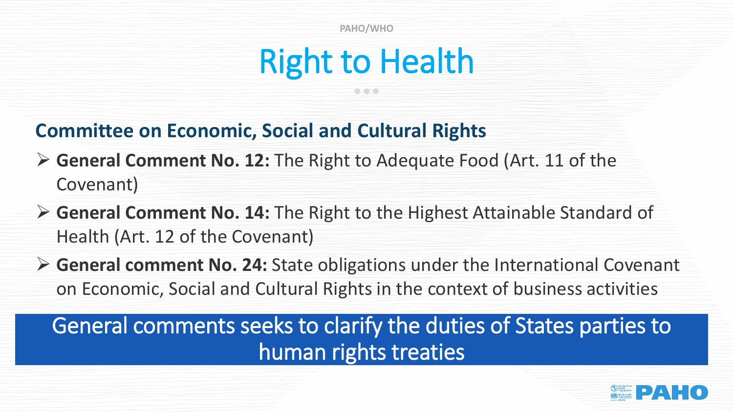# Right to Health

## Committee on Economic, Social and Cultural Rights

- **General Comment No. 12:** The Right to Adequate Food (Art. 11 of the Covenant)
- **General Comment No. 14:** The Right to the Highest Attainable Standard of Health (Art. 12 of the Covenant)
- **General comment No. 24:** State obligations under the International Covenant on Economic, Social and Cultural Rights in the context of business activities

General comments seeks to clarify the duties of States parties to human rights treaties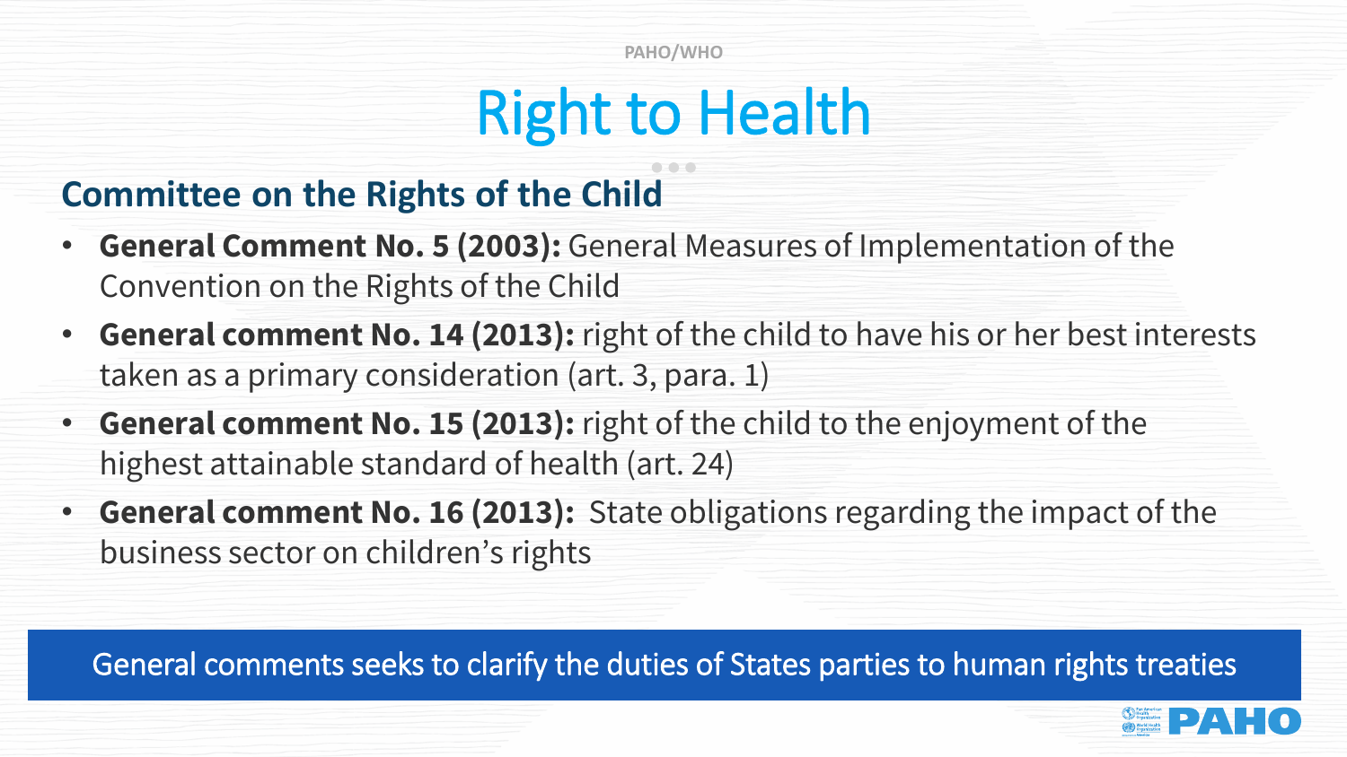# Right to Health

## Committee on the Rights of the Child

- **General Comment No. 5 (2003):** General Measures of Implementation of the Convention on the Rights of the Child
- **General comment No. 14 (2013):** right of the child to have his or her best interests taken as a primary consideration (art. 3, para. 1)
- **General comment No. 15 (2013):** right of the child to the enjoyment of the highest attainable standard of health (art. 24)
- **General comment No. 16 (2013):** State obligations regarding the impact of the business sector on children's rights

General comments seeks to clarify the duties of States parties to human rights treaties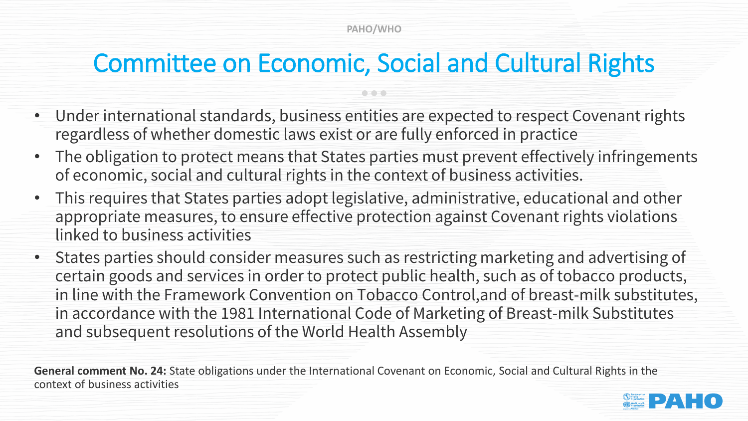# Committee on Economic, Social and Cultural Rights

- Under international standards, business entities are expected to respect Covenant rights regardless of whether domestic laws exist or are fully enforced in practice
- The obligation to protect means that States parties must prevent effectively infringements of economic, social and cultural rights in the context of business activities.
- This requires that States parties adopt legislative, administrative, educational and other appropriate measures, to ensure effective protection against Covenant rights violations linked to business activities
- States parties should consider measures such as restricting marketing and advertising of certain goods and services in order to protect public health, such as of tobacco products, in line with the Framework Convention on Tobacco Control,and of breast-milk substitutes, in accordance with the 1981 International Code of Marketing of Breast-milk Substitutes and subsequent resolutions of the World Health Assembly

**General comment No. 24:** State obligations under the International Covenant on Economic, Social and Cultural Rights in the context of business activities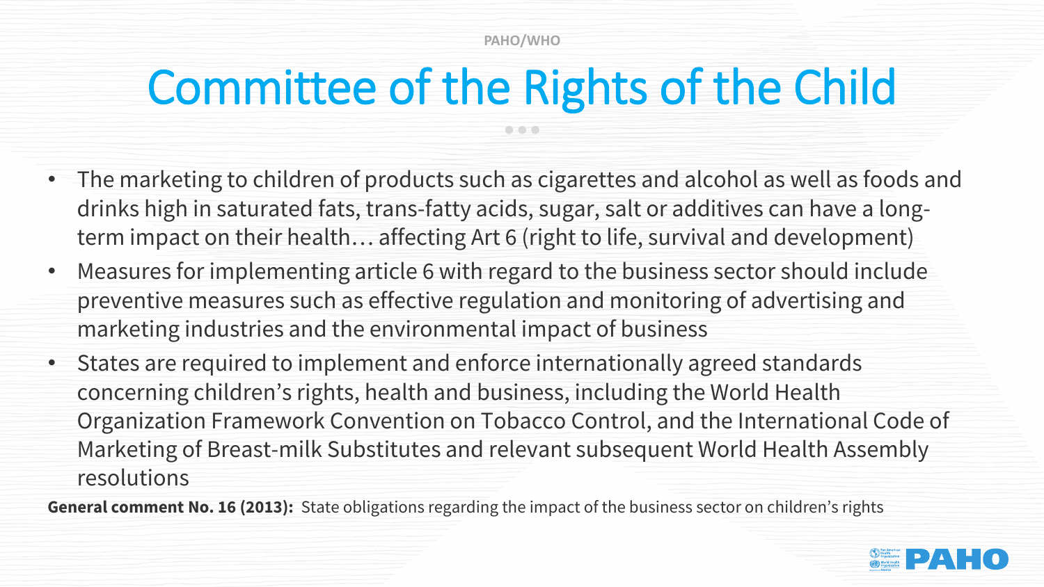# Committee of the Rights of the Child

- The marketing to children of products such as cigarettes and alcohol as well as foods and drinks high in saturated fats, trans-fatty acids, sugar, salt or additives can have a long-term impact on their health… affecting Art 6 (right to life, survival and development)
- Measures for implementing article 6 with regard to the business sector should include preventive measures such as effective regulation and monitoring of advertising and marketing industries and the environmental impact of business
- States are required to implement and enforce internationally agreed standards concerning children's rights, health and business, including the World Health Organization Framework Convention on Tobacco Control, and the International Code of Marketing of Breast-milk Substitutes and relevant subsequent World Health Assembly resolutions

**General comment No. 16 (2013):** State obligations regarding the impact of the business sector on children's rights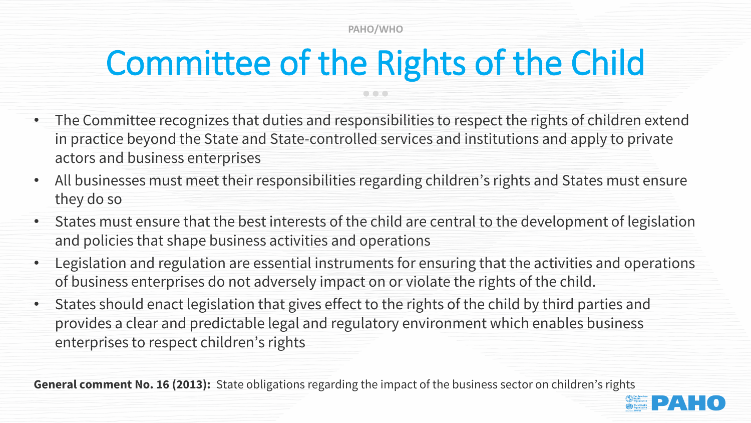# Committee of the Rights of the Child

- The Committee recognizes that duties and responsibilities to respect the rights of children extend in practice beyond the State and State-controlled services and institutions and apply to private actors and business enterprises
- All businesses must meet their responsibilities regarding children's rights and States must ensure they do so
- States must ensure that the best interests of the child are central to the development of legislation and policies that shape business activities and operations
- Legislation and regulation are essential instruments for ensuring that the activities and operations of business enterprises do not adversely impact on or violate the rights of the child.
- States should enact legislation that gives effect to the rights of the child by third parties and provides a clear and predictable legal and regulatory environment which enables business enterprises to respect children's rights

**General comment No. 16 (2013):** State obligations regarding the impact of the business sector on children's rights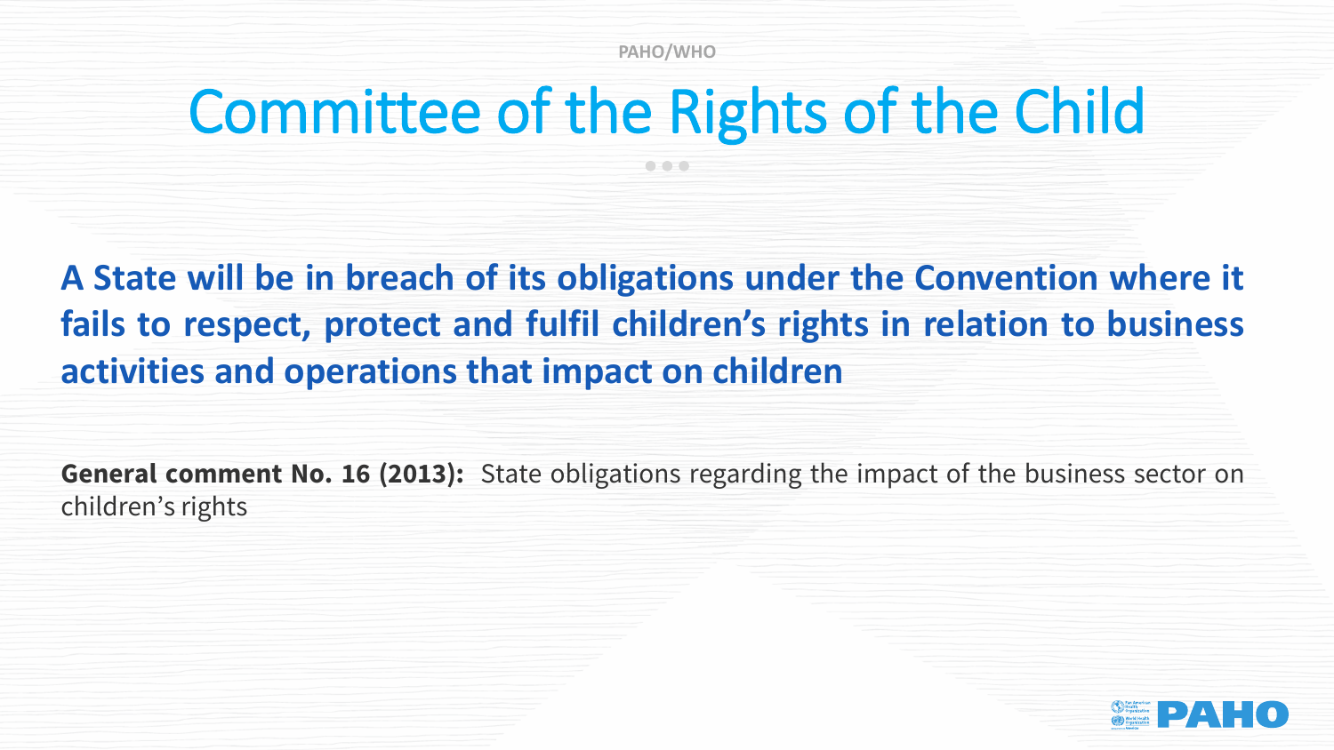# Committee of the Rights of the Child

**A State will be in breach of its obligations under the Convention where it fails to respect, protect and fulfil children's rights in relation to business activities and operations that impact on children**

**General comment No. 16 (2013):** State obligations regarding the impact of the business sector on children's rights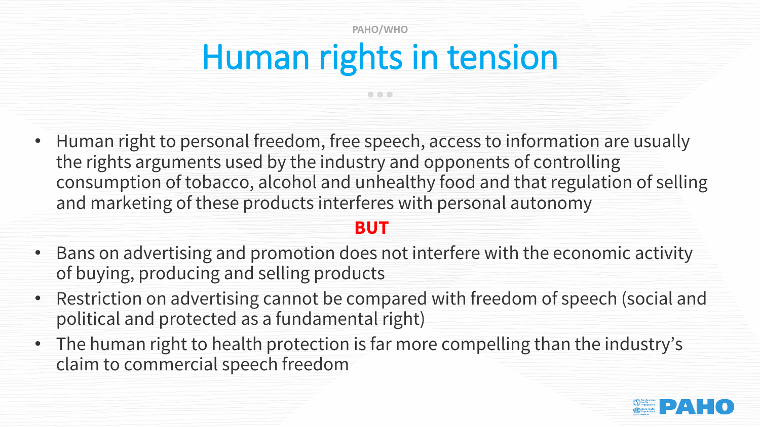PAHO/WHO

# Human rights in tension

- Human right to personal freedom, free speech, access to information are usually the rights arguments used by the industry and opponents of controlling consumption of tobacco, alcohol and unhealthy food and that regulation of selling and marketing of these products interferes with personal autonomy

**BUT**

- Bans on advertising and promotion does not interfere with the economic activity of buying, producing and selling products
- Restriction on advertising cannot be compared with freedom of speech (social and political and protected as a fundamental right)
- The human right to health protection is far more compelling than the industry's claim to commercial speech freedom